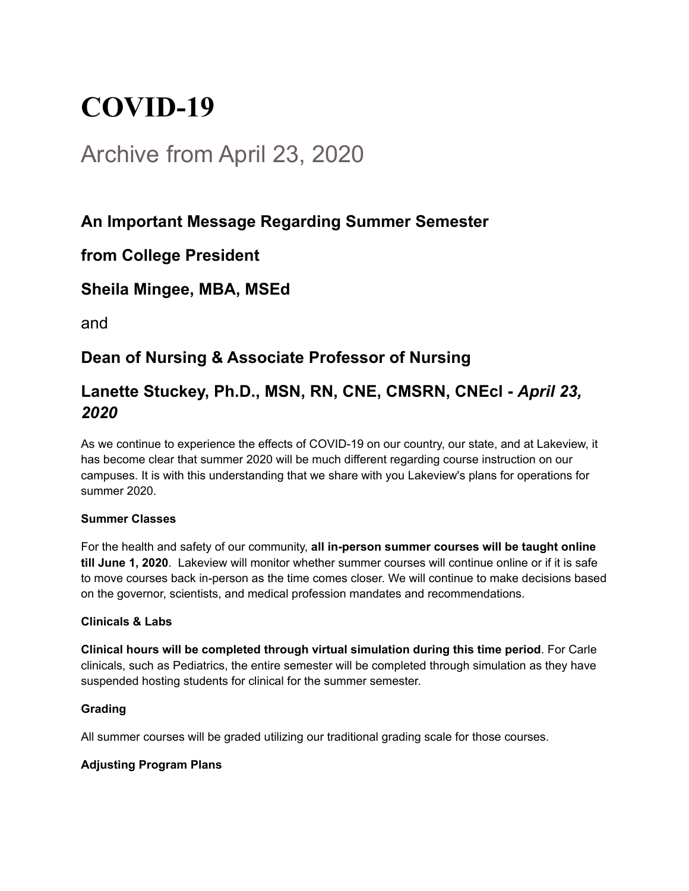# COVID-19

## Archive from April 23, 2020

### An Important Message Regarding Summer Semester

### from College President

### Sheila Mingee, MBA, MSEd

and

### Dean of Nursing & Associate Professor of Nursing

### Lanette Stuckey, Ph.D., MSN, RN, CNE, CMSRN, CNEcl - *April 23, 2020*

As we continue to experience the effects of COVID-19 on our country, our state, and at Lakeview, it has become clear that summer 2020 will be much different regarding course instruction on our campuses. It is with this understanding that we share with you Lakeview's plans for operations for summer 2020.

**Summer Classes**

For the health and safety of our community, **all in-person summer courses will be taught online till June 1, 2020**. Lakeview will monitor whether summer courses will continue online or if it is safe to move courses back in-person as the time comes closer. We will continue to make decisions based on the governor, scientists, and medical profession mandates and recommendations.

**Clinicals & Labs**

**Clinical hours will be completed through virtual simulation during this time period**. For Carle clinicals, such as Pediatrics, the entire semester will be completed through simulation as they have suspended hosting students for clinical for the summer semester.

**Grading**

All summer courses will be graded utilizing our traditional grading scale for those courses.

**Adjusting Program Plans**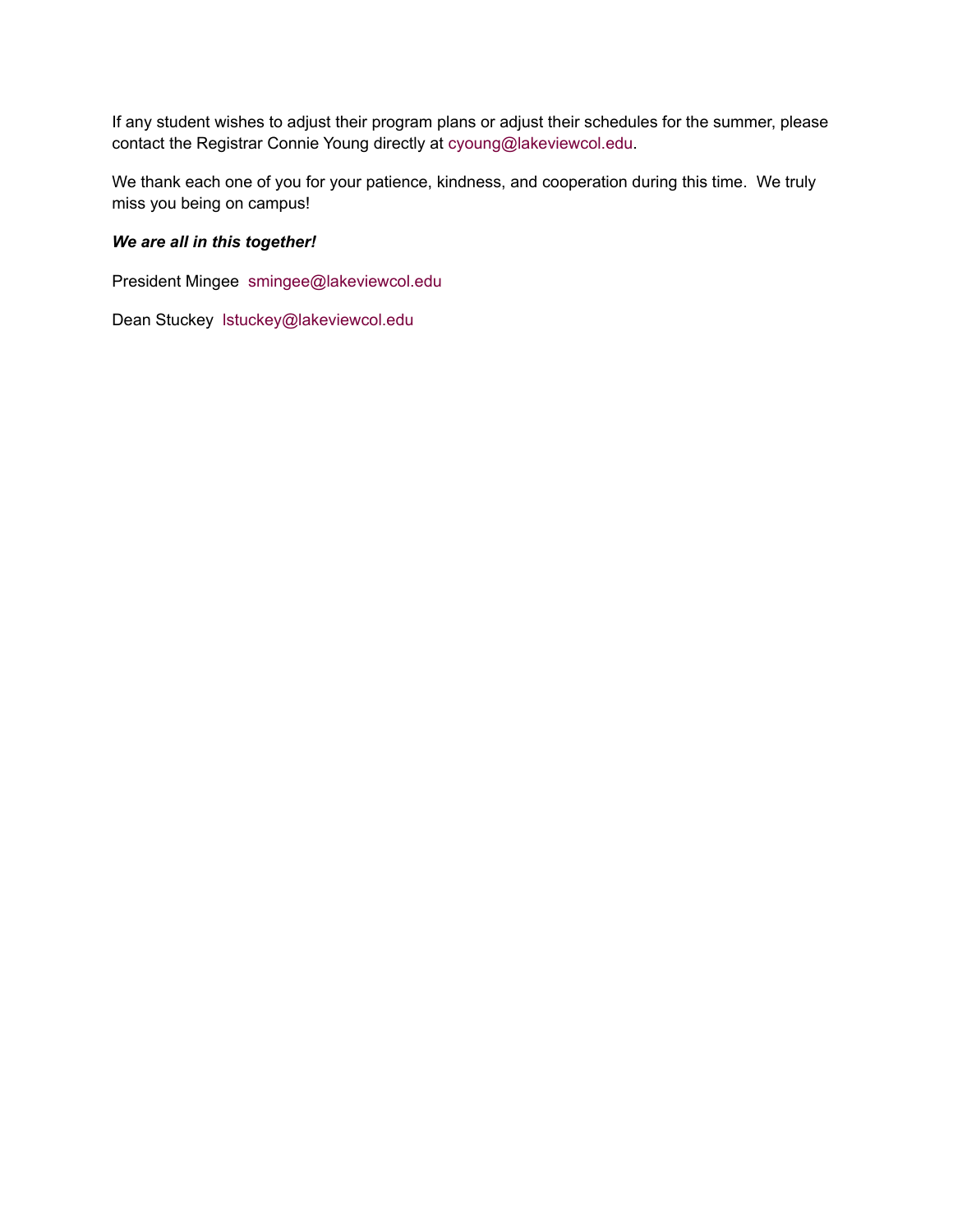If any student wishes to adjust their program plans or adjust their schedules for the summer, please contact the Registrar Connie Young directly at cyoung@lakeviewcol.edu.

We thank each one of you for your patience, kindness, and cooperation during this time. We truly miss you being on campus!

***We are all in this together!***

President Mingee smingee@lakeviewcol.edu

Dean Stuckey lstuckey@lakeviewcol.edu